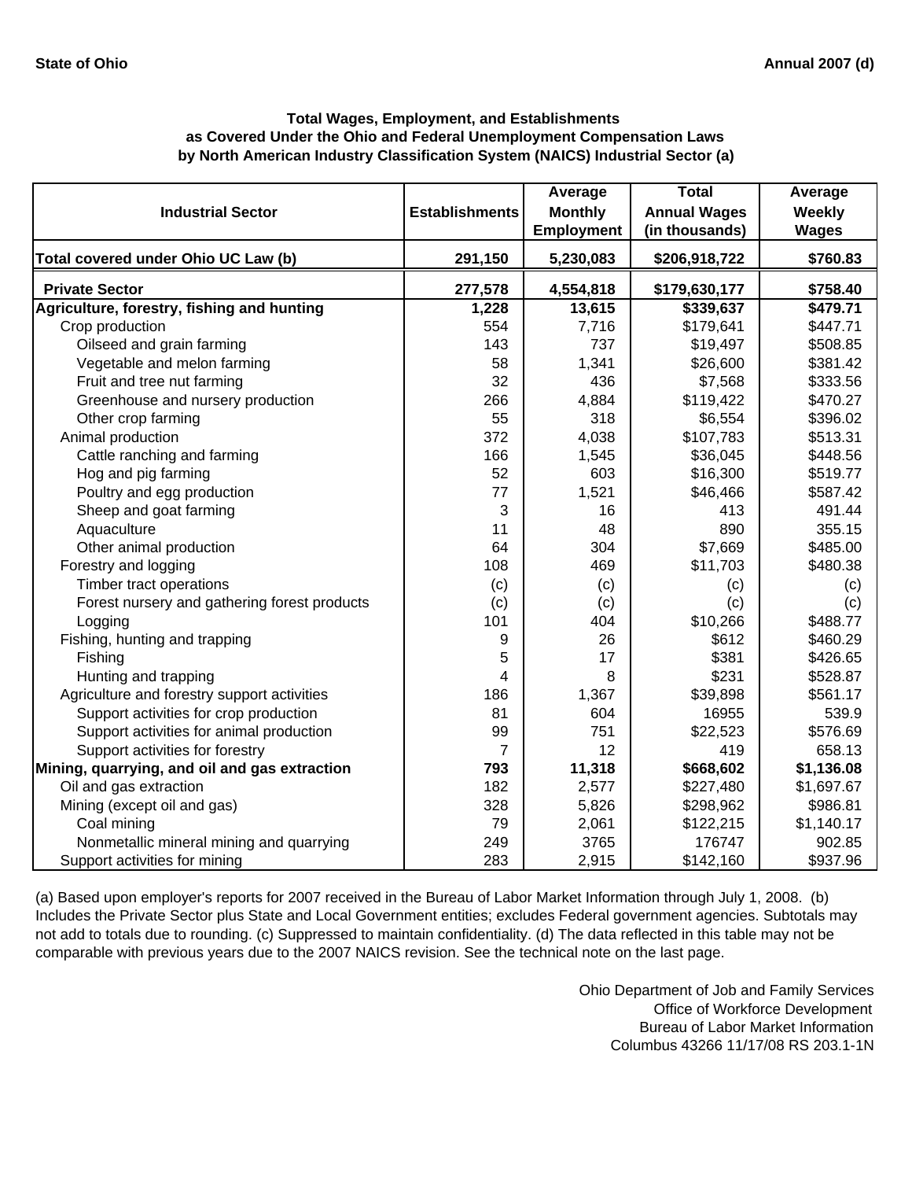State of Ohio

Annual 2007 (d)

### Total Wages, Employment, and Establishments as Covered Under the Ohio and Federal Unemployment Compensation Laws by North American Industry Classification System (NAICS) Industrial Sector (a)

| Industrial Sector | Establishments | Average Monthly Employment | Total Annual Wages (in thousands) | Average Weekly Wages |
|---|---|---|---|---|
| **Total covered under Ohio UC Law (b)** | **291,150** | **5,230,083** | **$206,918,722** | **$760.83** |
| **Private Sector** | **277,578** | **4,554,818** | **$179,630,177** | **$758.40** |
| **Agriculture, forestry, fishing and hunting** | **1,228** | **13,615** | **$339,637** | **$479.71** |
| Crop production | 554 | 7,716 | $179,641 | $447.71 |
| Oilseed and grain farming | 143 | 737 | $19,497 | $508.85 |
| Vegetable and melon farming | 58 | 1,341 | $26,600 | $381.42 |
| Fruit and tree nut farming | 32 | 436 | $7,568 | $333.56 |
| Greenhouse and nursery production | 266 | 4,884 | $119,422 | $470.27 |
| Other crop farming | 55 | 318 | $6,554 | $396.02 |
| Animal production | 372 | 4,038 | $107,783 | $513.31 |
| Cattle ranching and farming | 166 | 1,545 | $36,045 | $448.56 |
| Hog and pig farming | 52 | 603 | $16,300 | $519.77 |
| Poultry and egg production | 77 | 1,521 | $46,466 | $587.42 |
| Sheep and goat farming | 3 | 16 | 413 | 491.44 |
| Aquaculture | 11 | 48 | 890 | 355.15 |
| Other animal production | 64 | 304 | $7,669 | $485.00 |
| Forestry and logging | 108 | 469 | $11,703 | $480.38 |
| Timber tract operations | (c) | (c) | (c) | (c) |
| Forest nursery and gathering forest products | (c) | (c) | (c) | (c) |
| Logging | 101 | 404 | $10,266 | $488.77 |
| Fishing, hunting and trapping | 9 | 26 | $612 | $460.29 |
| Fishing | 5 | 17 | $381 | $426.65 |
| Hunting and trapping | 4 | 8 | $231 | $528.87 |
| Agriculture and forestry support activities | 186 | 1,367 | $39,898 | $561.17 |
| Support activities for crop production | 81 | 604 | 16955 | 539.9 |
| Support activities for animal production | 99 | 751 | $22,523 | $576.69 |
| Support activities for forestry | 7 | 12 | 419 | 658.13 |
| **Mining, quarrying, and oil and gas extraction** | **793** | **11,318** | **$668,602** | **$1,136.08** |
| Oil and gas extraction | 182 | 2,577 | $227,480 | $1,697.67 |
| Mining (except oil and gas) | 328 | 5,826 | $298,962 | $986.81 |
| Coal mining | 79 | 2,061 | $122,215 | $1,140.17 |
| Nonmetallic mineral mining and quarrying | 249 | 3765 | 176747 | 902.85 |
| Support activities for mining | 283 | 2,915 | $142,160 | $937.96 |

(a) Based upon employer's reports for 2007 received in the Bureau of Labor Market Information through July 1, 2008. (b) Includes the Private Sector plus State and Local Government entities; excludes Federal government agencies. Subtotals may not add to totals due to rounding. (c) Suppressed to maintain confidentiality. (d) The data reflected in this table may not be comparable with previous years due to the 2007 NAICS revision. See the technical note on the last page.

Ohio Department of Job and Family Services
Office of Workforce Development
Bureau of Labor Market Information
Columbus 43266 11/17/08 RS 203.1-1N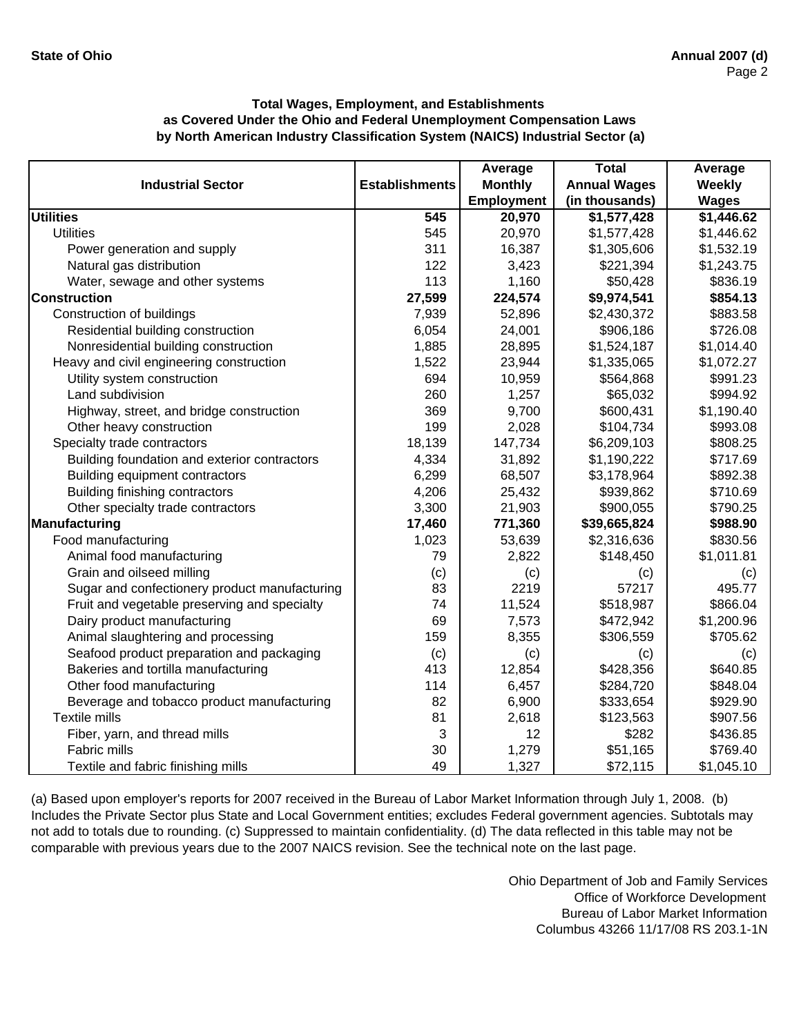**State of Ohio** **Annual 2007 (d)**

### Total Wages, Employment, and Establishments as Covered Under the Ohio and Federal Unemployment Compensation Laws by North American Industry Classification System (NAICS) Industrial Sector (a)

| Industrial Sector | Establishments | Average Monthly Employment | Total Annual Wages (in thousands) | Average Weekly Wages |
|---|---|---|---|---|
| **Utilities** | **545** | **20,970** | **$1,577,428** | **$1,446.62** |
| Utilities | 545 | 20,970 | $1,577,428 | $1,446.62 |
| Power generation and supply | 311 | 16,387 | $1,305,606 | $1,532.19 |
| Natural gas distribution | 122 | 3,423 | $221,394 | $1,243.75 |
| Water, sewage and other systems | 113 | 1,160 | $50,428 | $836.19 |
| **Construction** | **27,599** | **224,574** | **$9,974,541** | **$854.13** |
| Construction of buildings | 7,939 | 52,896 | $2,430,372 | $883.58 |
| Residential building construction | 6,054 | 24,001 | $906,186 | $726.08 |
| Nonresidential building construction | 1,885 | 28,895 | $1,524,187 | $1,014.40 |
| Heavy and civil engineering construction | 1,522 | 23,944 | $1,335,065 | $1,072.27 |
| Utility system construction | 694 | 10,959 | $564,868 | $991.23 |
| Land subdivision | 260 | 1,257 | $65,032 | $994.92 |
| Highway, street, and bridge construction | 369 | 9,700 | $600,431 | $1,190.40 |
| Other heavy construction | 199 | 2,028 | $104,734 | $993.08 |
| Specialty trade contractors | 18,139 | 147,734 | $6,209,103 | $808.25 |
| Building foundation and exterior contractors | 4,334 | 31,892 | $1,190,222 | $717.69 |
| Building equipment contractors | 6,299 | 68,507 | $3,178,964 | $892.38 |
| Building finishing contractors | 4,206 | 25,432 | $939,862 | $710.69 |
| Other specialty trade contractors | 3,300 | 21,903 | $900,055 | $790.25 |
| **Manufacturing** | **17,460** | **771,360** | **$39,665,824** | **$988.90** |
| Food manufacturing | 1,023 | 53,639 | $2,316,636 | $830.56 |
| Animal food manufacturing | 79 | 2,822 | $148,450 | $1,011.81 |
| Grain and oilseed milling | (c) | (c) | (c) | (c) |
| Sugar and confectionery product manufacturing | 83 | 2219 | 57217 | 495.77 |
| Fruit and vegetable preserving and specialty | 74 | 11,524 | $518,987 | $866.04 |
| Dairy product manufacturing | 69 | 7,573 | $472,942 | $1,200.96 |
| Animal slaughtering and processing | 159 | 8,355 | $306,559 | $705.62 |
| Seafood product preparation and packaging | (c) | (c) | (c) | (c) |
| Bakeries and tortilla manufacturing | 413 | 12,854 | $428,356 | $640.85 |
| Other food manufacturing | 114 | 6,457 | $284,720 | $848.04 |
| Beverage and tobacco product manufacturing | 82 | 6,900 | $333,654 | $929.90 |
| Textile mills | 81 | 2,618 | $123,563 | $907.56 |
| Fiber, yarn, and thread mills | 3 | 12 | $282 | $436.85 |
| Fabric mills | 30 | 1,279 | $51,165 | $769.40 |
| Textile and fabric finishing mills | 49 | 1,327 | $72,115 | $1,045.10 |

(a) Based upon employer's reports for 2007 received in the Bureau of Labor Market Information through July 1, 2008. (b) Includes the Private Sector plus State and Local Government entities; excludes Federal government agencies. Subtotals may not add to totals due to rounding. (c) Suppressed to maintain confidentiality. (d) The data reflected in this table may not be comparable with previous years due to the 2007 NAICS revision. See the technical note on the last page.

Ohio Department of Job and Family Services
Office of Workforce Development
Bureau of Labor Market Information
Columbus 43266 11/17/08 RS 203.1-1N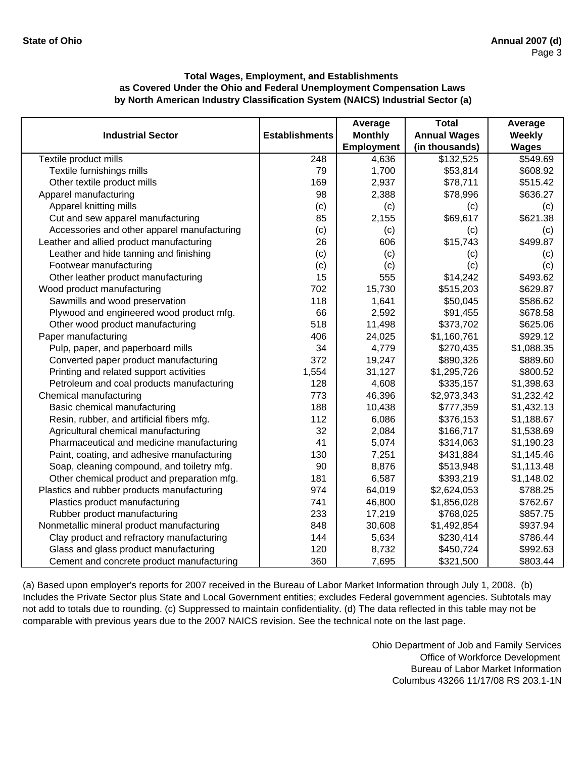**Total Wages, Employment, and Establishments as Covered Under the Ohio and Federal Unemployment Compensation Laws by North American Industry Classification System (NAICS) Industrial Sector (a)**

| Industrial Sector | Establishments | Average Monthly Employment | Total Annual Wages (in thousands) | Average Weekly Wages |
|---|---|---|---|---|
| Textile product mills | 248 | 4,636 | $132,525 | $549.69 |
| Textile furnishings mills | 79 | 1,700 | $53,814 | $608.92 |
| Other textile product mills | 169 | 2,937 | $78,711 | $515.42 |
| Apparel manufacturing | 98 | 2,388 | $78,996 | $636.27 |
| Apparel knitting mills | (c) | (c) | (c) | (c) |
| Cut and sew apparel manufacturing | 85 | 2,155 | $69,617 | $621.38 |
| Accessories and other apparel manufacturing | (c) | (c) | (c) | (c) |
| Leather and allied product manufacturing | 26 | 606 | $15,743 | $499.87 |
| Leather and hide tanning and finishing | (c) | (c) | (c) | (c) |
| Footwear manufacturing | (c) | (c) | (c) | (c) |
| Other leather product manufacturing | 15 | 555 | $14,242 | $493.62 |
| Wood product manufacturing | 702 | 15,730 | $515,203 | $629.87 |
| Sawmills and wood preservation | 118 | 1,641 | $50,045 | $586.62 |
| Plywood and engineered wood product mfg. | 66 | 2,592 | $91,455 | $678.58 |
| Other wood product manufacturing | 518 | 11,498 | $373,702 | $625.06 |
| Paper manufacturing | 406 | 24,025 | $1,160,761 | $929.12 |
| Pulp, paper, and paperboard mills | 34 | 4,779 | $270,435 | $1,088.35 |
| Converted paper product manufacturing | 372 | 19,247 | $890,326 | $889.60 |
| Printing and related support activities | 1,554 | 31,127 | $1,295,726 | $800.52 |
| Petroleum and coal products manufacturing | 128 | 4,608 | $335,157 | $1,398.63 |
| Chemical manufacturing | 773 | 46,396 | $2,973,343 | $1,232.42 |
| Basic chemical manufacturing | 188 | 10,438 | $777,359 | $1,432.13 |
| Resin, rubber, and artificial fibers mfg. | 112 | 6,086 | $376,153 | $1,188.67 |
| Agricultural chemical manufacturing | 32 | 2,084 | $166,717 | $1,538.69 |
| Pharmaceutical and medicine manufacturing | 41 | 5,074 | $314,063 | $1,190.23 |
| Paint, coating, and adhesive manufacturing | 130 | 7,251 | $431,884 | $1,145.46 |
| Soap, cleaning compound, and toiletry mfg. | 90 | 8,876 | $513,948 | $1,113.48 |
| Other chemical product and preparation mfg. | 181 | 6,587 | $393,219 | $1,148.02 |
| Plastics and rubber products manufacturing | 974 | 64,019 | $2,624,053 | $788.25 |
| Plastics product manufacturing | 741 | 46,800 | $1,856,028 | $762.67 |
| Rubber product manufacturing | 233 | 17,219 | $768,025 | $857.75 |
| Nonmetallic mineral product manufacturing | 848 | 30,608 | $1,492,854 | $937.94 |
| Clay product and refractory manufacturing | 144 | 5,634 | $230,414 | $786.44 |
| Glass and glass product manufacturing | 120 | 8,732 | $450,724 | $992.63 |
| Cement and concrete product manufacturing | 360 | 7,695 | $321,500 | $803.44 |

(a) Based upon employer's reports for 2007 received in the Bureau of Labor Market Information through July 1, 2008. (b) Includes the Private Sector plus State and Local Government entities; excludes Federal government agencies. Subtotals may not add to totals due to rounding. (c) Suppressed to maintain confidentiality. (d) The data reflected in this table may not be comparable with previous years due to the 2007 NAICS revision. See the technical note on the last page.

Ohio Department of Job and Family Services
Office of Workforce Development
Bureau of Labor Market Information
Columbus 43266 11/17/08 RS 203.1-1N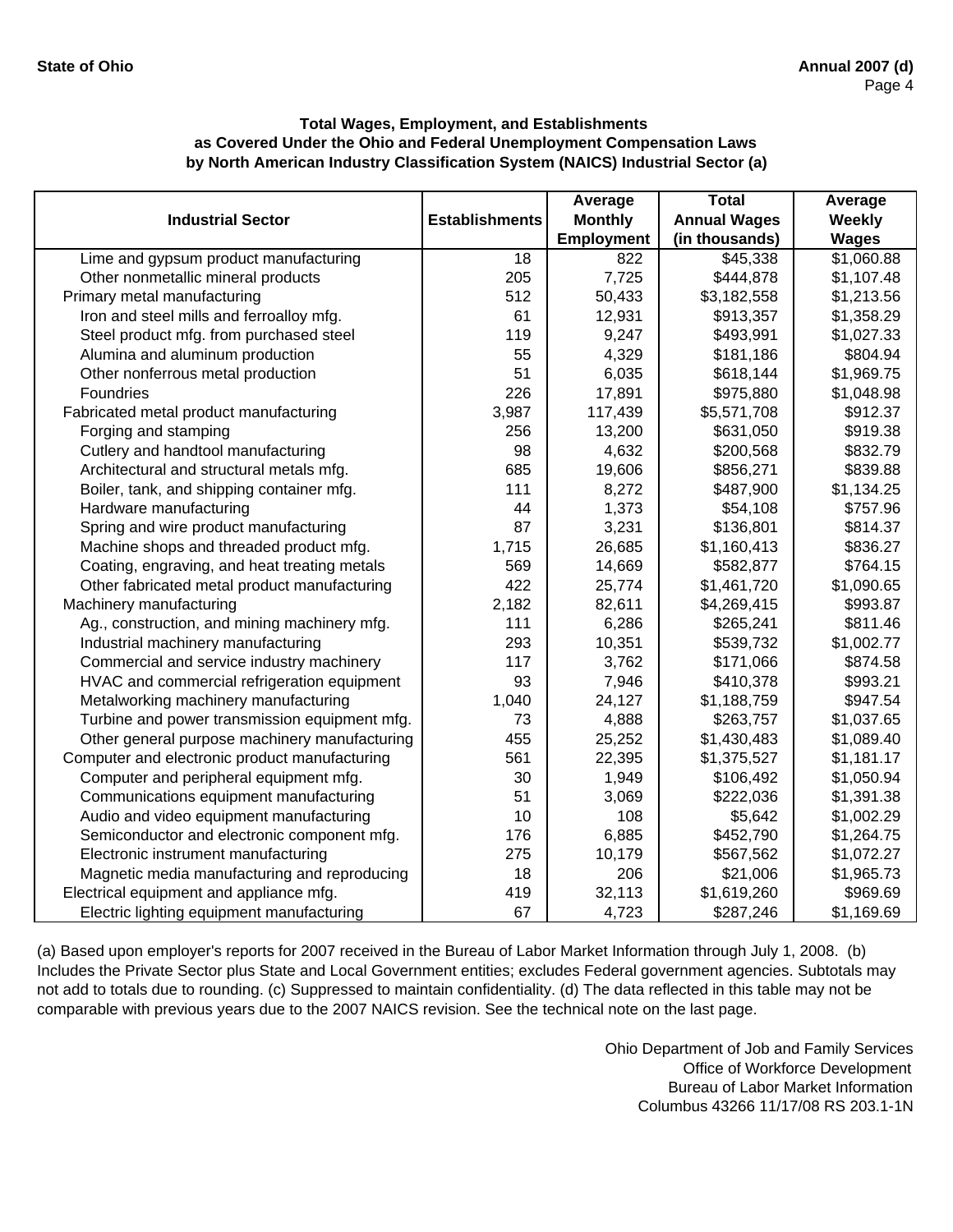**Total Wages, Employment, and Establishments as Covered Under the Ohio and Federal Unemployment Compensation Laws by North American Industry Classification System (NAICS) Industrial Sector (a)**

| Industrial Sector | Establishments | Average Monthly Employment | Total Annual Wages (in thousands) | Average Weekly Wages |
|---|---|---|---|---|
| Lime and gypsum product manufacturing | 18 | 822 | $45,338 | $1,060.88 |
| Other nonmetallic mineral products | 205 | 7,725 | $444,878 | $1,107.48 |
| Primary metal manufacturing | 512 | 50,433 | $3,182,558 | $1,213.56 |
| Iron and steel mills and ferroalloy mfg. | 61 | 12,931 | $913,357 | $1,358.29 |
| Steel product mfg. from purchased steel | 119 | 9,247 | $493,991 | $1,027.33 |
| Alumina and aluminum production | 55 | 4,329 | $181,186 | $804.94 |
| Other nonferrous metal production | 51 | 6,035 | $618,144 | $1,969.75 |
| Foundries | 226 | 17,891 | $975,880 | $1,048.98 |
| Fabricated metal product manufacturing | 3,987 | 117,439 | $5,571,708 | $912.37 |
| Forging and stamping | 256 | 13,200 | $631,050 | $919.38 |
| Cutlery and handtool manufacturing | 98 | 4,632 | $200,568 | $832.79 |
| Architectural and structural metals mfg. | 685 | 19,606 | $856,271 | $839.88 |
| Boiler, tank, and shipping container mfg. | 111 | 8,272 | $487,900 | $1,134.25 |
| Hardware manufacturing | 44 | 1,373 | $54,108 | $757.96 |
| Spring and wire product manufacturing | 87 | 3,231 | $136,801 | $814.37 |
| Machine shops and threaded product mfg. | 1,715 | 26,685 | $1,160,413 | $836.27 |
| Coating, engraving, and heat treating metals | 569 | 14,669 | $582,877 | $764.15 |
| Other fabricated metal product manufacturing | 422 | 25,774 | $1,461,720 | $1,090.65 |
| Machinery manufacturing | 2,182 | 82,611 | $4,269,415 | $993.87 |
| Ag., construction, and mining machinery mfg. | 111 | 6,286 | $265,241 | $811.46 |
| Industrial machinery manufacturing | 293 | 10,351 | $539,732 | $1,002.77 |
| Commercial and service industry machinery | 117 | 3,762 | $171,066 | $874.58 |
| HVAC and commercial refrigeration equipment | 93 | 7,946 | $410,378 | $993.21 |
| Metalworking machinery manufacturing | 1,040 | 24,127 | $1,188,759 | $947.54 |
| Turbine and power transmission equipment mfg. | 73 | 4,888 | $263,757 | $1,037.65 |
| Other general purpose machinery manufacturing | 455 | 25,252 | $1,430,483 | $1,089.40 |
| Computer and electronic product manufacturing | 561 | 22,395 | $1,375,527 | $1,181.17 |
| Computer and peripheral equipment mfg. | 30 | 1,949 | $106,492 | $1,050.94 |
| Communications equipment manufacturing | 51 | 3,069 | $222,036 | $1,391.38 |
| Audio and video equipment manufacturing | 10 | 108 | $5,642 | $1,002.29 |
| Semiconductor and electronic component mfg. | 176 | 6,885 | $452,790 | $1,264.75 |
| Electronic instrument manufacturing | 275 | 10,179 | $567,562 | $1,072.27 |
| Magnetic media manufacturing and reproducing | 18 | 206 | $21,006 | $1,965.73 |
| Electrical equipment and appliance mfg. | 419 | 32,113 | $1,619,260 | $969.69 |
| Electric lighting equipment manufacturing | 67 | 4,723 | $287,246 | $1,169.69 |

(a) Based upon employer's reports for 2007 received in the Bureau of Labor Market Information through July 1, 2008. (b) Includes the Private Sector plus State and Local Government entities; excludes Federal government agencies. Subtotals may not add to totals due to rounding. (c) Suppressed to maintain confidentiality. (d) The data reflected in this table may not be comparable with previous years due to the 2007 NAICS revision. See the technical note on the last page.

Ohio Department of Job and Family Services
Office of Workforce Development
Bureau of Labor Market Information
Columbus 43266 11/17/08 RS 203.1-1N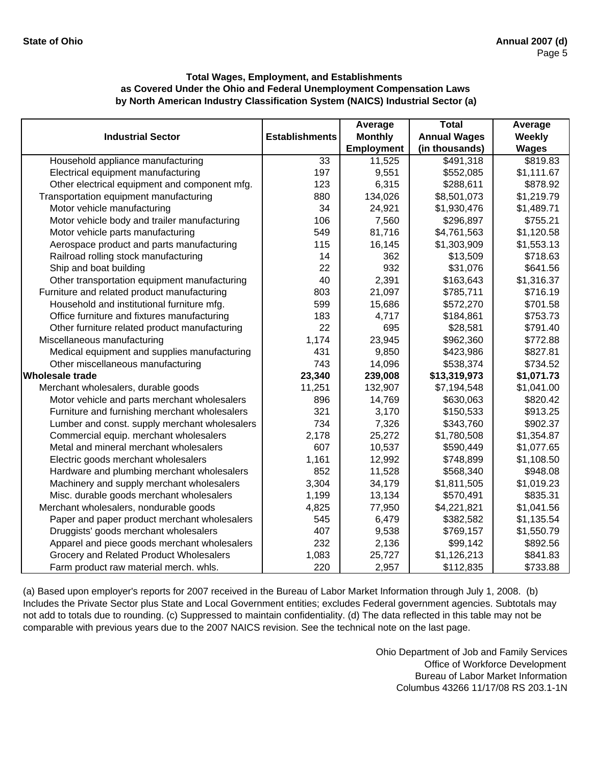**Total Wages, Employment, and Establishments**
**as Covered Under the Ohio and Federal Unemployment Compensation Laws**
**by North American Industry Classification System (NAICS) Industrial Sector (a)**

| Industrial Sector | Establishments | Average Monthly Employment | Total Annual Wages (in thousands) | Average Weekly Wages |
|---|---|---|---|---|
| Household appliance manufacturing | 33 | 11,525 | $491,318 | $819.83 |
| Electrical equipment manufacturing | 197 | 9,551 | $552,085 | $1,111.67 |
| Other electrical equipment and component mfg. | 123 | 6,315 | $288,611 | $878.92 |
| Transportation equipment manufacturing | 880 | 134,026 | $8,501,073 | $1,219.79 |
| Motor vehicle manufacturing | 34 | 24,921 | $1,930,476 | $1,489.71 |
| Motor vehicle body and trailer manufacturing | 106 | 7,560 | $296,897 | $755.21 |
| Motor vehicle parts manufacturing | 549 | 81,716 | $4,761,563 | $1,120.58 |
| Aerospace product and parts manufacturing | 115 | 16,145 | $1,303,909 | $1,553.13 |
| Railroad rolling stock manufacturing | 14 | 362 | $13,509 | $718.63 |
| Ship and boat building | 22 | 932 | $31,076 | $641.56 |
| Other transportation equipment manufacturing | 40 | 2,391 | $163,643 | $1,316.37 |
| Furniture and related product manufacturing | 803 | 21,097 | $785,711 | $716.19 |
| Household and institutional furniture mfg. | 599 | 15,686 | $572,270 | $701.58 |
| Office furniture and fixtures manufacturing | 183 | 4,717 | $184,861 | $753.73 |
| Other furniture related product manufacturing | 22 | 695 | $28,581 | $791.40 |
| Miscellaneous manufacturing | 1,174 | 23,945 | $962,360 | $772.88 |
| Medical equipment and supplies manufacturing | 431 | 9,850 | $423,986 | $827.81 |
| Other miscellaneous manufacturing | 743 | 14,096 | $538,374 | $734.52 |
| **Wholesale trade** | **23,340** | **239,008** | **$13,319,973** | **$1,071.73** |
| Merchant wholesalers, durable goods | 11,251 | 132,907 | $7,194,548 | $1,041.00 |
| Motor vehicle and parts merchant wholesalers | 896 | 14,769 | $630,063 | $820.42 |
| Furniture and furnishing merchant wholesalers | 321 | 3,170 | $150,533 | $913.25 |
| Lumber and const. supply merchant wholesalers | 734 | 7,326 | $343,760 | $902.37 |
| Commercial equip. merchant wholesalers | 2,178 | 25,272 | $1,780,508 | $1,354.87 |
| Metal and mineral merchant wholesalers | 607 | 10,537 | $590,449 | $1,077.65 |
| Electric goods merchant wholesalers | 1,161 | 12,992 | $748,899 | $1,108.50 |
| Hardware and plumbing merchant wholesalers | 852 | 11,528 | $568,340 | $948.08 |
| Machinery and supply merchant wholesalers | 3,304 | 34,179 | $1,811,505 | $1,019.23 |
| Misc. durable goods merchant wholesalers | 1,199 | 13,134 | $570,491 | $835.31 |
| Merchant wholesalers, nondurable goods | 4,825 | 77,950 | $4,221,821 | $1,041.56 |
| Paper and paper product merchant wholesalers | 545 | 6,479 | $382,582 | $1,135.54 |
| Druggists' goods merchant wholesalers | 407 | 9,538 | $769,157 | $1,550.79 |
| Apparel and piece goods merchant wholesalers | 232 | 2,136 | $99,142 | $892.56 |
| Grocery and Related Product Wholesalers | 1,083 | 25,727 | $1,126,213 | $841.83 |
| Farm product raw material merch. whls. | 220 | 2,957 | $112,835 | $733.88 |

(a) Based upon employer's reports for 2007 received in the Bureau of Labor Market Information through July 1, 2008. (b) Includes the Private Sector plus State and Local Government entities; excludes Federal government agencies. Subtotals may not add to totals due to rounding. (c) Suppressed to maintain confidentiality. (d) The data reflected in this table may not be comparable with previous years due to the 2007 NAICS revision. See the technical note on the last page.

Ohio Department of Job and Family Services
Office of Workforce Development
Bureau of Labor Market Information
Columbus 43266 11/17/08 RS 203.1-1N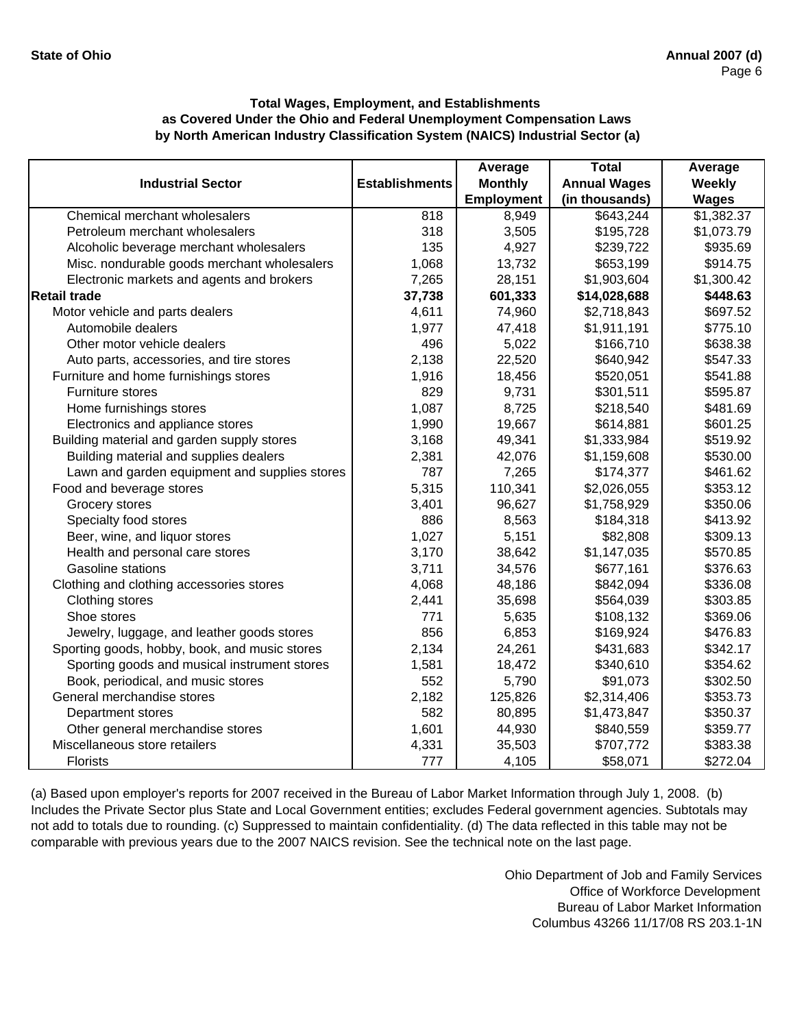### Total Wages, Employment, and Establishments as Covered Under the Ohio and Federal Unemployment Compensation Laws by North American Industry Classification System (NAICS) Industrial Sector (a)

| Industrial Sector | Establishments | Average Monthly Employment | Total Annual Wages (in thousands) | Average Weekly Wages |
|---|---|---|---|---|
| Chemical merchant wholesalers | 818 | 8,949 | $643,244 | $1,382.37 |
| Petroleum merchant wholesalers | 318 | 3,505 | $195,728 | $1,073.79 |
| Alcoholic beverage merchant wholesalers | 135 | 4,927 | $239,722 | $935.69 |
| Misc. nondurable goods merchant wholesalers | 1,068 | 13,732 | $653,199 | $914.75 |
| Electronic markets and agents and brokers | 7,265 | 28,151 | $1,903,604 | $1,300.42 |
| **Retail trade** | **37,738** | **601,333** | **$14,028,688** | **$448.63** |
| Motor vehicle and parts dealers | 4,611 | 74,960 | $2,718,843 | $697.52 |
| Automobile dealers | 1,977 | 47,418 | $1,911,191 | $775.10 |
| Other motor vehicle dealers | 496 | 5,022 | $166,710 | $638.38 |
| Auto parts, accessories, and tire stores | 2,138 | 22,520 | $640,942 | $547.33 |
| Furniture and home furnishings stores | 1,916 | 18,456 | $520,051 | $541.88 |
| Furniture stores | 829 | 9,731 | $301,511 | $595.87 |
| Home furnishings stores | 1,087 | 8,725 | $218,540 | $481.69 |
| Electronics and appliance stores | 1,990 | 19,667 | $614,881 | $601.25 |
| Building material and garden supply stores | 3,168 | 49,341 | $1,333,984 | $519.92 |
| Building material and supplies dealers | 2,381 | 42,076 | $1,159,608 | $530.00 |
| Lawn and garden equipment and supplies stores | 787 | 7,265 | $174,377 | $461.62 |
| Food and beverage stores | 5,315 | 110,341 | $2,026,055 | $353.12 |
| Grocery stores | 3,401 | 96,627 | $1,758,929 | $350.06 |
| Specialty food stores | 886 | 8,563 | $184,318 | $413.92 |
| Beer, wine, and liquor stores | 1,027 | 5,151 | $82,808 | $309.13 |
| Health and personal care stores | 3,170 | 38,642 | $1,147,035 | $570.85 |
| Gasoline stations | 3,711 | 34,576 | $677,161 | $376.63 |
| Clothing and clothing accessories stores | 4,068 | 48,186 | $842,094 | $336.08 |
| Clothing stores | 2,441 | 35,698 | $564,039 | $303.85 |
| Shoe stores | 771 | 5,635 | $108,132 | $369.06 |
| Jewelry, luggage, and leather goods stores | 856 | 6,853 | $169,924 | $476.83 |
| Sporting goods, hobby, book, and music stores | 2,134 | 24,261 | $431,683 | $342.17 |
| Sporting goods and musical instrument stores | 1,581 | 18,472 | $340,610 | $354.62 |
| Book, periodical, and music stores | 552 | 5,790 | $91,073 | $302.50 |
| General merchandise stores | 2,182 | 125,826 | $2,314,406 | $353.73 |
| Department stores | 582 | 80,895 | $1,473,847 | $350.37 |
| Other general merchandise stores | 1,601 | 44,930 | $840,559 | $359.77 |
| Miscellaneous store retailers | 4,331 | 35,503 | $707,772 | $383.38 |
| Florists | 777 | 4,105 | $58,071 | $272.04 |

(a) Based upon employer's reports for 2007 received in the Bureau of Labor Market Information through July 1, 2008. (b) Includes the Private Sector plus State and Local Government entities; excludes Federal government agencies. Subtotals may not add to totals due to rounding. (c) Suppressed to maintain confidentiality. (d) The data reflected in this table may not be comparable with previous years due to the 2007 NAICS revision. See the technical note on the last page.

Ohio Department of Job and Family Services
Office of Workforce Development
Bureau of Labor Market Information
Columbus 43266 11/17/08 RS 203.1-1N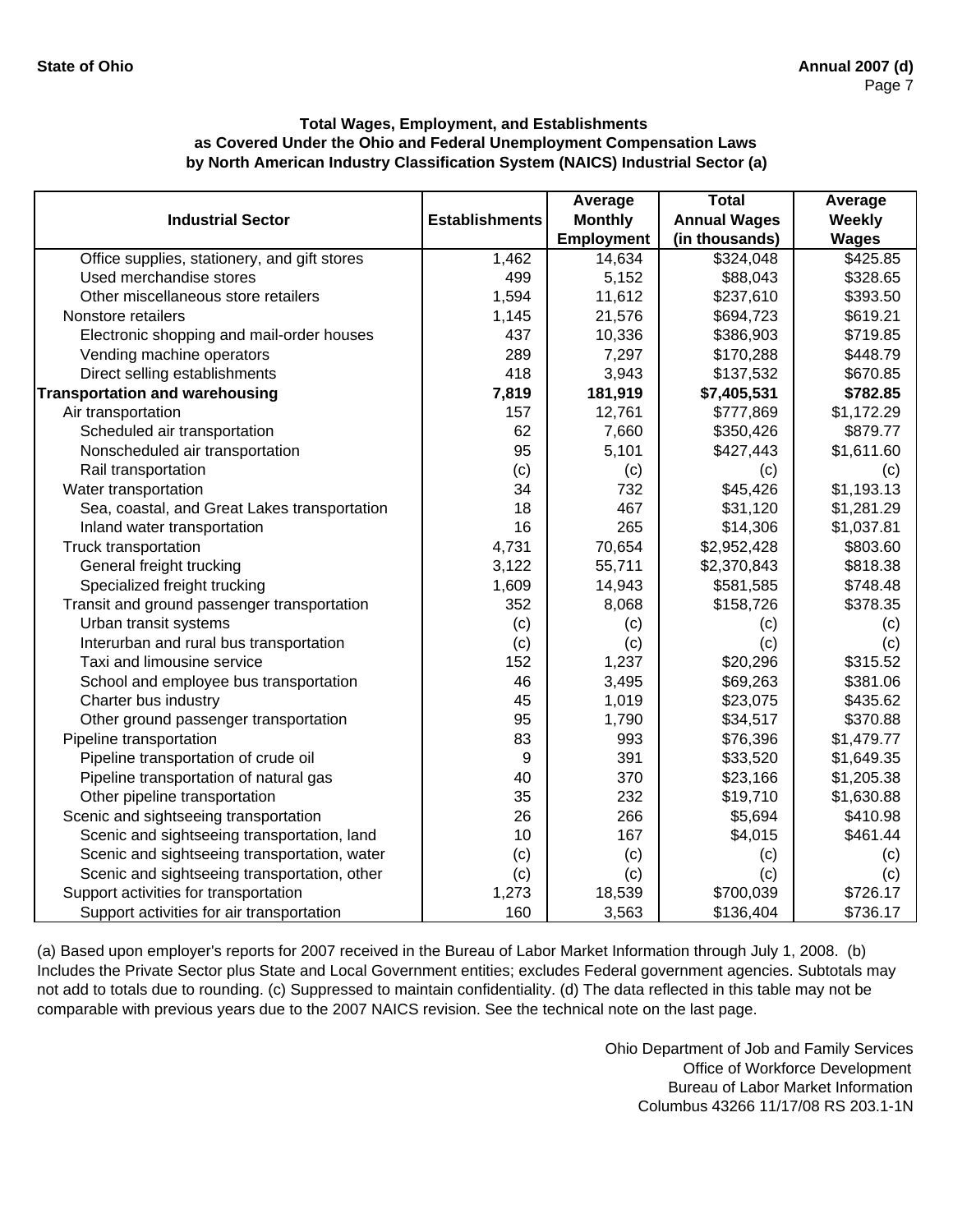**Total Wages, Employment, and Establishments as Covered Under the Ohio and Federal Unemployment Compensation Laws by North American Industry Classification System (NAICS) Industrial Sector (a)**

| Industrial Sector | Establishments | Average Monthly Employment | Total Annual Wages (in thousands) | Average Weekly Wages |
|---|---|---|---|---|
| Office supplies, stationery, and gift stores | 1,462 | 14,634 | $324,048 | $425.85 |
| Used merchandise stores | 499 | 5,152 | $88,043 | $328.65 |
| Other miscellaneous store retailers | 1,594 | 11,612 | $237,610 | $393.50 |
| Nonstore retailers | 1,145 | 21,576 | $694,723 | $619.21 |
| Electronic shopping and mail-order houses | 437 | 10,336 | $386,903 | $719.85 |
| Vending machine operators | 289 | 7,297 | $170,288 | $448.79 |
| Direct selling establishments | 418 | 3,943 | $137,532 | $670.85 |
| **Transportation and warehousing** | **7,819** | **181,919** | **$7,405,531** | **$782.85** |
| Air transportation | 157 | 12,761 | $777,869 | $1,172.29 |
| Scheduled air transportation | 62 | 7,660 | $350,426 | $879.77 |
| Nonscheduled air transportation | 95 | 5,101 | $427,443 | $1,611.60 |
| Rail transportation | (c) | (c) | (c) | (c) |
| Water transportation | 34 | 732 | $45,426 | $1,193.13 |
| Sea, coastal, and Great Lakes transportation | 18 | 467 | $31,120 | $1,281.29 |
| Inland water transportation | 16 | 265 | $14,306 | $1,037.81 |
| Truck transportation | 4,731 | 70,654 | $2,952,428 | $803.60 |
| General freight trucking | 3,122 | 55,711 | $2,370,843 | $818.38 |
| Specialized freight trucking | 1,609 | 14,943 | $581,585 | $748.48 |
| Transit and ground passenger transportation | 352 | 8,068 | $158,726 | $378.35 |
| Urban transit systems | (c) | (c) | (c) | (c) |
| Interurban and rural bus transportation | (c) | (c) | (c) | (c) |
| Taxi and limousine service | 152 | 1,237 | $20,296 | $315.52 |
| School and employee bus transportation | 46 | 3,495 | $69,263 | $381.06 |
| Charter bus industry | 45 | 1,019 | $23,075 | $435.62 |
| Other ground passenger transportation | 95 | 1,790 | $34,517 | $370.88 |
| Pipeline transportation | 83 | 993 | $76,396 | $1,479.77 |
| Pipeline transportation of crude oil | 9 | 391 | $33,520 | $1,649.35 |
| Pipeline transportation of natural gas | 40 | 370 | $23,166 | $1,205.38 |
| Other pipeline transportation | 35 | 232 | $19,710 | $1,630.88 |
| Scenic and sightseeing transportation | 26 | 266 | $5,694 | $410.98 |
| Scenic and sightseeing transportation, land | 10 | 167 | $4,015 | $461.44 |
| Scenic and sightseeing transportation, water | (c) | (c) | (c) | (c) |
| Scenic and sightseeing transportation, other | (c) | (c) | (c) | (c) |
| Support activities for transportation | 1,273 | 18,539 | $700,039 | $726.17 |
| Support activities for air transportation | 160 | 3,563 | $136,404 | $736.17 |

(a) Based upon employer's reports for 2007 received in the Bureau of Labor Market Information through July 1, 2008. (b) Includes the Private Sector plus State and Local Government entities; excludes Federal government agencies. Subtotals may not add to totals due to rounding. (c) Suppressed to maintain confidentiality. (d) The data reflected in this table may not be comparable with previous years due to the 2007 NAICS revision. See the technical note on the last page.

Ohio Department of Job and Family Services
Office of Workforce Development
Bureau of Labor Market Information
Columbus 43266 11/17/08 RS 203.1-1N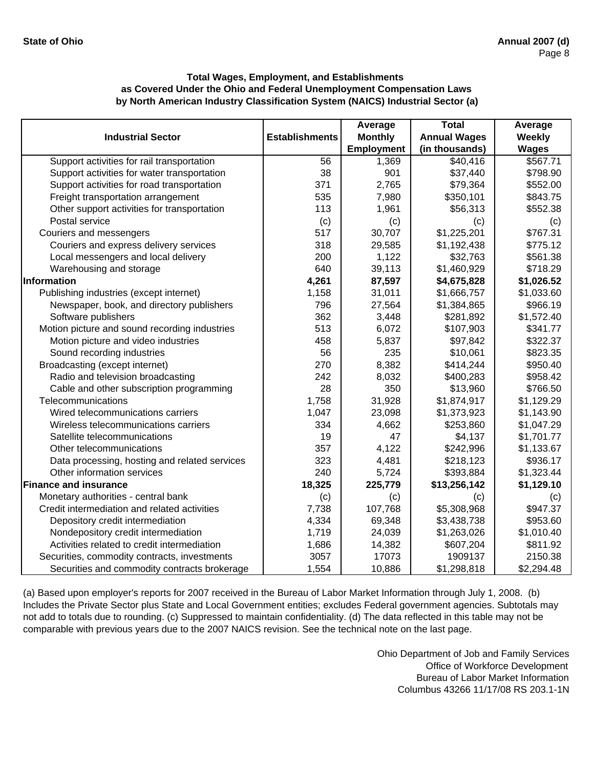State of Ohio | Annual 2007 (d)

**Total Wages, Employment, and Establishments as Covered Under the Ohio and Federal Unemployment Compensation Laws by North American Industry Classification System (NAICS) Industrial Sector (a)**

| Industrial Sector | Establishments | Average Monthly Employment | Total Annual Wages (in thousands) | Average Weekly Wages |
|---|---|---|---|---|
| Support activities for rail transportation | 56 | 1,369 | $40,416 | $567.71 |
| Support activities for water transportation | 38 | 901 | $37,440 | $798.90 |
| Support activities for road transportation | 371 | 2,765 | $79,364 | $552.00 |
| Freight transportation arrangement | 535 | 7,980 | $350,101 | $843.75 |
| Other support activities for transportation | 113 | 1,961 | $56,313 | $552.38 |
| Postal service | (c) | (c) | (c) | (c) |
| Couriers and messengers | 517 | 30,707 | $1,225,201 | $767.31 |
| Couriers and express delivery services | 318 | 29,585 | $1,192,438 | $775.12 |
| Local messengers and local delivery | 200 | 1,122 | $32,763 | $561.38 |
| Warehousing and storage | 640 | 39,113 | $1,460,929 | $718.29 |
| **Information** | **4,261** | **87,597** | **$4,675,828** | **$1,026.52** |
| Publishing industries (except internet) | 1,158 | 31,011 | $1,666,757 | $1,033.60 |
| Newspaper, book, and directory publishers | 796 | 27,564 | $1,384,865 | $966.19 |
| Software publishers | 362 | 3,448 | $281,892 | $1,572.40 |
| Motion picture and sound recording industries | 513 | 6,072 | $107,903 | $341.77 |
| Motion picture and video industries | 458 | 5,837 | $97,842 | $322.37 |
| Sound recording industries | 56 | 235 | $10,061 | $823.35 |
| Broadcasting (except internet) | 270 | 8,382 | $414,244 | $950.40 |
| Radio and television broadcasting | 242 | 8,032 | $400,283 | $958.42 |
| Cable and other subscription programming | 28 | 350 | $13,960 | $766.50 |
| Telecommunications | 1,758 | 31,928 | $1,874,917 | $1,129.29 |
| Wired telecommunications carriers | 1,047 | 23,098 | $1,373,923 | $1,143.90 |
| Wireless telecommunications carriers | 334 | 4,662 | $253,860 | $1,047.29 |
| Satellite telecommunications | 19 | 47 | $4,137 | $1,701.77 |
| Other telecommunications | 357 | 4,122 | $242,996 | $1,133.67 |
| Data processing, hosting and related services | 323 | 4,481 | $218,123 | $936.17 |
| Other information services | 240 | 5,724 | $393,884 | $1,323.44 |
| **Finance and insurance** | **18,325** | **225,779** | **$13,256,142** | **$1,129.10** |
| Monetary authorities - central bank | (c) | (c) | (c) | (c) |
| Credit intermediation and related activities | 7,738 | 107,768 | $5,308,968 | $947.37 |
| Depository credit intermediation | 4,334 | 69,348 | $3,438,738 | $953.60 |
| Nondepository credit intermediation | 1,719 | 24,039 | $1,263,026 | $1,010.40 |
| Activities related to credit intermediation | 1,686 | 14,382 | $607,204 | $811.92 |
| Securities, commodity contracts, investments | 3057 | 17073 | 1909137 | 2150.38 |
| Securities and commodity contracts brokerage | 1,554 | 10,886 | $1,298,818 | $2,294.48 |

(a) Based upon employer's reports for 2007 received in the Bureau of Labor Market Information through July 1, 2008. (b) Includes the Private Sector plus State and Local Government entities; excludes Federal government agencies. Subtotals may not add to totals due to rounding. (c) Suppressed to maintain confidentiality. (d) The data reflected in this table may not be comparable with previous years due to the 2007 NAICS revision. See the technical note on the last page.

Ohio Department of Job and Family Services
Office of Workforce Development
Bureau of Labor Market Information
Columbus 43266 11/17/08 RS 203.1-1N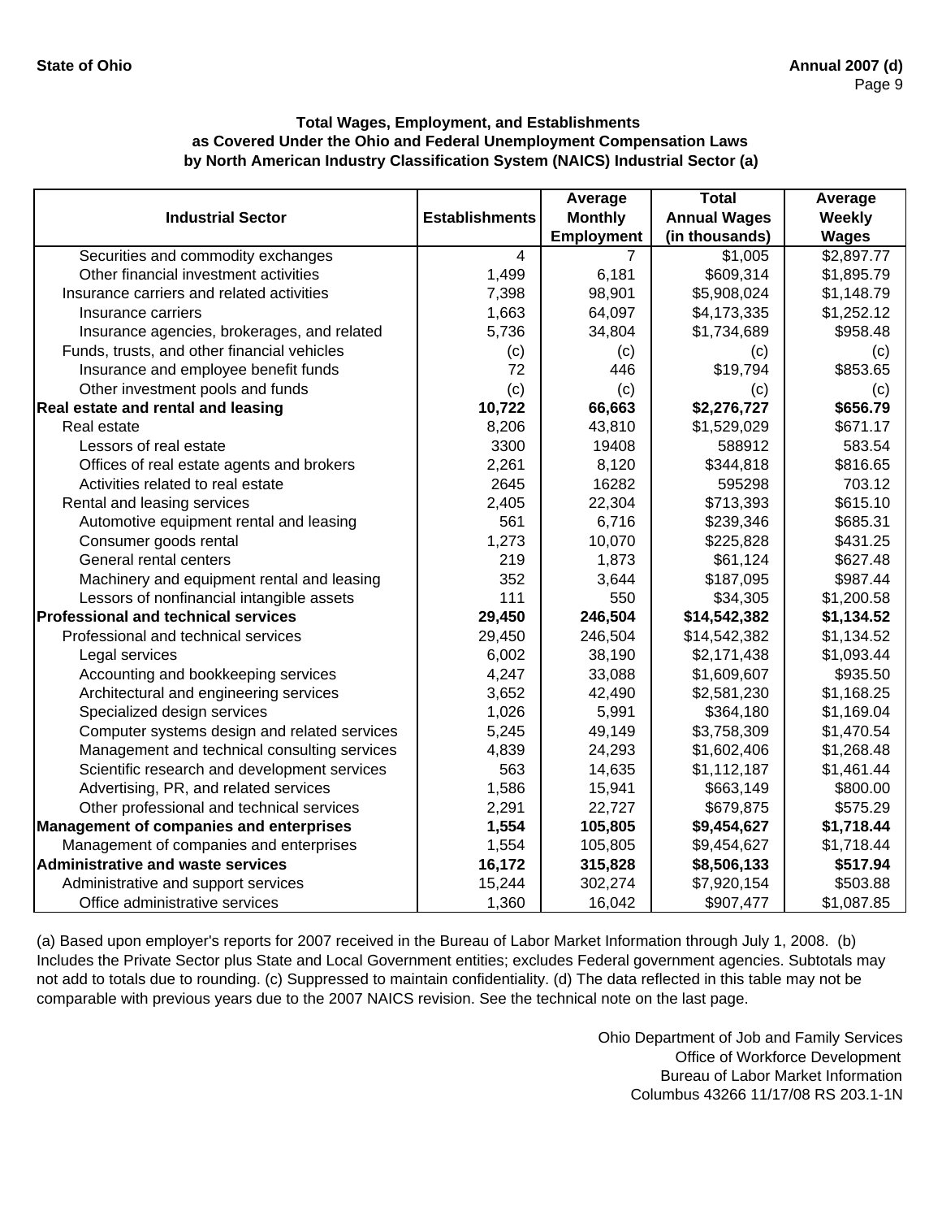**Total Wages, Employment, and Establishments as Covered Under the Ohio and Federal Unemployment Compensation Laws by North American Industry Classification System (NAICS) Industrial Sector (a)**

| Industrial Sector | Establishments | Average Monthly Employment | Total Annual Wages (in thousands) | Average Weekly Wages |
|---|---|---|---|---|
| Securities and commodity exchanges | 4 | 7 | $1,005 | $2,897.77 |
| Other financial investment activities | 1,499 | 6,181 | $609,314 | $1,895.79 |
| Insurance carriers and related activities | 7,398 | 98,901 | $5,908,024 | $1,148.79 |
| Insurance carriers | 1,663 | 64,097 | $4,173,335 | $1,252.12 |
| Insurance agencies, brokerages, and related | 5,736 | 34,804 | $1,734,689 | $958.48 |
| Funds, trusts, and other financial vehicles | (c) | (c) | (c) | (c) |
| Insurance and employee benefit funds | 72 | 446 | $19,794 | $853.65 |
| Other investment pools and funds | (c) | (c) | (c) | (c) |
| **Real estate and rental and leasing** | **10,722** | **66,663** | **$2,276,727** | **$656.79** |
| Real estate | 8,206 | 43,810 | $1,529,029 | $671.17 |
| Lessors of real estate | 3300 | 19408 | 588912 | 583.54 |
| Offices of real estate agents and brokers | 2,261 | 8,120 | $344,818 | $816.65 |
| Activities related to real estate | 2645 | 16282 | 595298 | 703.12 |
| Rental and leasing services | 2,405 | 22,304 | $713,393 | $615.10 |
| Automotive equipment rental and leasing | 561 | 6,716 | $239,346 | $685.31 |
| Consumer goods rental | 1,273 | 10,070 | $225,828 | $431.25 |
| General rental centers | 219 | 1,873 | $61,124 | $627.48 |
| Machinery and equipment rental and leasing | 352 | 3,644 | $187,095 | $987.44 |
| Lessors of nonfinancial intangible assets | 111 | 550 | $34,305 | $1,200.58 |
| **Professional and technical services** | **29,450** | **246,504** | **$14,542,382** | **$1,134.52** |
| Professional and technical services | 29,450 | 246,504 | $14,542,382 | $1,134.52 |
| Legal services | 6,002 | 38,190 | $2,171,438 | $1,093.44 |
| Accounting and bookkeeping services | 4,247 | 33,088 | $1,609,607 | $935.50 |
| Architectural and engineering services | 3,652 | 42,490 | $2,581,230 | $1,168.25 |
| Specialized design services | 1,026 | 5,991 | $364,180 | $1,169.04 |
| Computer systems design and related services | 5,245 | 49,149 | $3,758,309 | $1,470.54 |
| Management and technical consulting services | 4,839 | 24,293 | $1,602,406 | $1,268.48 |
| Scientific research and development services | 563 | 14,635 | $1,112,187 | $1,461.44 |
| Advertising, PR, and related services | 1,586 | 15,941 | $663,149 | $800.00 |
| Other professional and technical services | 2,291 | 22,727 | $679,875 | $575.29 |
| **Management of companies and enterprises** | **1,554** | **105,805** | **$9,454,627** | **$1,718.44** |
| Management of companies and enterprises | 1,554 | 105,805 | $9,454,627 | $1,718.44 |
| **Administrative and waste services** | **16,172** | **315,828** | **$8,506,133** | **$517.94** |
| Administrative and support services | 15,244 | 302,274 | $7,920,154 | $503.88 |
| Office administrative services | 1,360 | 16,042 | $907,477 | $1,087.85 |

(a) Based upon employer's reports for 2007 received in the Bureau of Labor Market Information through July 1, 2008. (b) Includes the Private Sector plus State and Local Government entities; excludes Federal government agencies. Subtotals may not add to totals due to rounding. (c) Suppressed to maintain confidentiality. (d) The data reflected in this table may not be comparable with previous years due to the 2007 NAICS revision. See the technical note on the last page.

Ohio Department of Job and Family Services
Office of Workforce Development
Bureau of Labor Market Information
Columbus 43266 11/17/08 RS 203.1-1N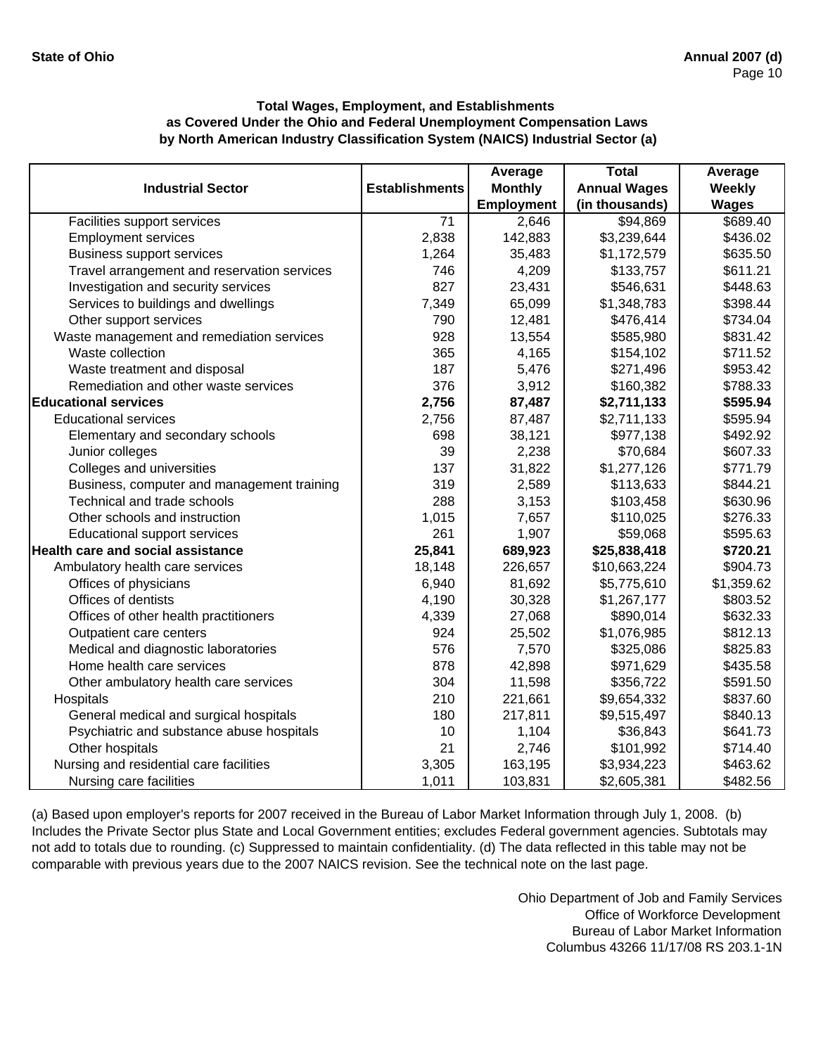### Total Wages, Employment, and Establishments as Covered Under the Ohio and Federal Unemployment Compensation Laws by North American Industry Classification System (NAICS) Industrial Sector (a)

| Industrial Sector | Establishments | Average Monthly Employment | Total Annual Wages (in thousands) | Average Weekly Wages |
|---|---|---|---|---|
| Facilities support services | 71 | 2,646 | $94,869 | $689.40 |
| Employment services | 2,838 | 142,883 | $3,239,644 | $436.02 |
| Business support services | 1,264 | 35,483 | $1,172,579 | $635.50 |
| Travel arrangement and reservation services | 746 | 4,209 | $133,757 | $611.21 |
| Investigation and security services | 827 | 23,431 | $546,631 | $448.63 |
| Services to buildings and dwellings | 7,349 | 65,099 | $1,348,783 | $398.44 |
| Other support services | 790 | 12,481 | $476,414 | $734.04 |
| Waste management and remediation services | 928 | 13,554 | $585,980 | $831.42 |
| Waste collection | 365 | 4,165 | $154,102 | $711.52 |
| Waste treatment and disposal | 187 | 5,476 | $271,496 | $953.42 |
| Remediation and other waste services | 376 | 3,912 | $160,382 | $788.33 |
| **Educational services** | **2,756** | **87,487** | **$2,711,133** | **$595.94** |
| Educational services | 2,756 | 87,487 | $2,711,133 | $595.94 |
| Elementary and secondary schools | 698 | 38,121 | $977,138 | $492.92 |
| Junior colleges | 39 | 2,238 | $70,684 | $607.33 |
| Colleges and universities | 137 | 31,822 | $1,277,126 | $771.79 |
| Business, computer and management training | 319 | 2,589 | $113,633 | $844.21 |
| Technical and trade schools | 288 | 3,153 | $103,458 | $630.96 |
| Other schools and instruction | 1,015 | 7,657 | $110,025 | $276.33 |
| Educational support services | 261 | 1,907 | $59,068 | $595.63 |
| **Health care and social assistance** | **25,841** | **689,923** | **$25,838,418** | **$720.21** |
| Ambulatory health care services | 18,148 | 226,657 | $10,663,224 | $904.73 |
| Offices of physicians | 6,940 | 81,692 | $5,775,610 | $1,359.62 |
| Offices of dentists | 4,190 | 30,328 | $1,267,177 | $803.52 |
| Offices of other health practitioners | 4,339 | 27,068 | $890,014 | $632.33 |
| Outpatient care centers | 924 | 25,502 | $1,076,985 | $812.13 |
| Medical and diagnostic laboratories | 576 | 7,570 | $325,086 | $825.83 |
| Home health care services | 878 | 42,898 | $971,629 | $435.58 |
| Other ambulatory health care services | 304 | 11,598 | $356,722 | $591.50 |
| Hospitals | 210 | 221,661 | $9,654,332 | $837.60 |
| General medical and surgical hospitals | 180 | 217,811 | $9,515,497 | $840.13 |
| Psychiatric and substance abuse hospitals | 10 | 1,104 | $36,843 | $641.73 |
| Other hospitals | 21 | 2,746 | $101,992 | $714.40 |
| Nursing and residential care facilities | 3,305 | 163,195 | $3,934,223 | $463.62 |
| Nursing care facilities | 1,011 | 103,831 | $2,605,381 | $482.56 |

(a) Based upon employer's reports for 2007 received in the Bureau of Labor Market Information through July 1, 2008. (b) Includes the Private Sector plus State and Local Government entities; excludes Federal government agencies. Subtotals may not add to totals due to rounding. (c) Suppressed to maintain confidentiality. (d) The data reflected in this table may not be comparable with previous years due to the 2007 NAICS revision. See the technical note on the last page.

Ohio Department of Job and Family Services
Office of Workforce Development
Bureau of Labor Market Information
Columbus 43266 11/17/08 RS 203.1-1N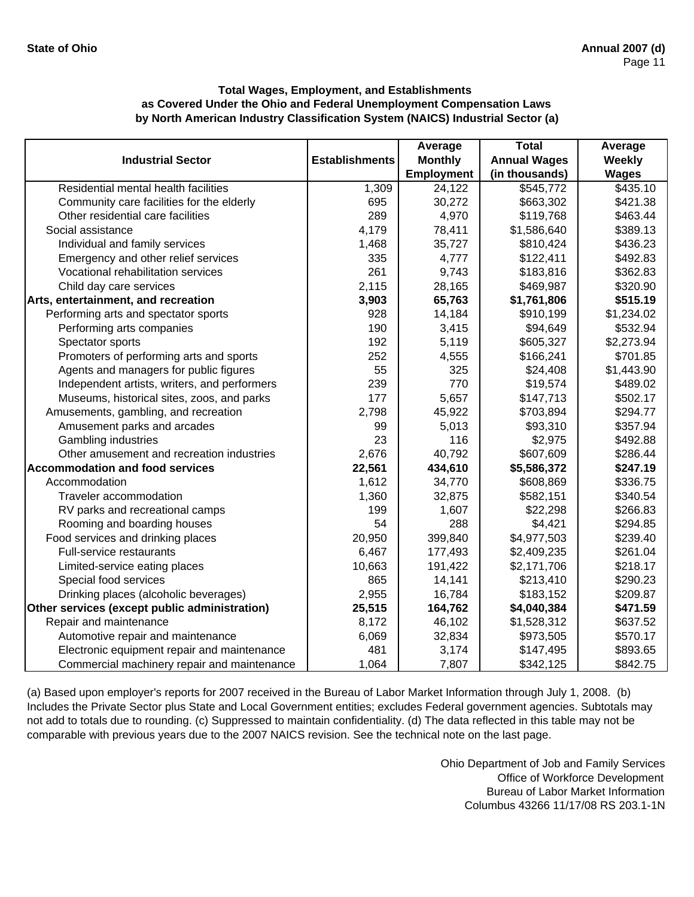**Total Wages, Employment, and Establishments as Covered Under the Ohio and Federal Unemployment Compensation Laws by North American Industry Classification System (NAICS) Industrial Sector (a)**

| Industrial Sector | Establishments | Average Monthly Employment | Total Annual Wages (in thousands) | Average Weekly Wages |
|---|---|---|---|---|
| Residential mental health facilities | 1,309 | 24,122 | $545,772 | $435.10 |
| Community care facilities for the elderly | 695 | 30,272 | $663,302 | $421.38 |
| Other residential care facilities | 289 | 4,970 | $119,768 | $463.44 |
| Social assistance | 4,179 | 78,411 | $1,586,640 | $389.13 |
| Individual and family services | 1,468 | 35,727 | $810,424 | $436.23 |
| Emergency and other relief services | 335 | 4,777 | $122,411 | $492.83 |
| Vocational rehabilitation services | 261 | 9,743 | $183,816 | $362.83 |
| Child day care services | 2,115 | 28,165 | $469,987 | $320.90 |
| **Arts, entertainment, and recreation** | **3,903** | **65,763** | **$1,761,806** | **$515.19** |
| Performing arts and spectator sports | 928 | 14,184 | $910,199 | $1,234.02 |
| Performing arts companies | 190 | 3,415 | $94,649 | $532.94 |
| Spectator sports | 192 | 5,119 | $605,327 | $2,273.94 |
| Promoters of performing arts and sports | 252 | 4,555 | $166,241 | $701.85 |
| Agents and managers for public figures | 55 | 325 | $24,408 | $1,443.90 |
| Independent artists, writers, and performers | 239 | 770 | $19,574 | $489.02 |
| Museums, historical sites, zoos, and parks | 177 | 5,657 | $147,713 | $502.17 |
| Amusements, gambling, and recreation | 2,798 | 45,922 | $703,894 | $294.77 |
| Amusement parks and arcades | 99 | 5,013 | $93,310 | $357.94 |
| Gambling industries | 23 | 116 | $2,975 | $492.88 |
| Other amusement and recreation industries | 2,676 | 40,792 | $607,609 | $286.44 |
| **Accommodation and food services** | **22,561** | **434,610** | **$5,586,372** | **$247.19** |
| Accommodation | 1,612 | 34,770 | $608,869 | $336.75 |
| Traveler accommodation | 1,360 | 32,875 | $582,151 | $340.54 |
| RV parks and recreational camps | 199 | 1,607 | $22,298 | $266.83 |
| Rooming and boarding houses | 54 | 288 | $4,421 | $294.85 |
| Food services and drinking places | 20,950 | 399,840 | $4,977,503 | $239.40 |
| Full-service restaurants | 6,467 | 177,493 | $2,409,235 | $261.04 |
| Limited-service eating places | 10,663 | 191,422 | $2,171,706 | $218.17 |
| Special food services | 865 | 14,141 | $213,410 | $290.23 |
| Drinking places (alcoholic beverages) | 2,955 | 16,784 | $183,152 | $209.87 |
| **Other services (except public administration)** | **25,515** | **164,762** | **$4,040,384** | **$471.59** |
| Repair and maintenance | 8,172 | 46,102 | $1,528,312 | $637.52 |
| Automotive repair and maintenance | 6,069 | 32,834 | $973,505 | $570.17 |
| Electronic equipment repair and maintenance | 481 | 3,174 | $147,495 | $893.65 |
| Commercial machinery repair and maintenance | 1,064 | 7,807 | $342,125 | $842.75 |

(a) Based upon employer's reports for 2007 received in the Bureau of Labor Market Information through July 1, 2008. (b) Includes the Private Sector plus State and Local Government entities; excludes Federal government agencies. Subtotals may not add to totals due to rounding. (c) Suppressed to maintain confidentiality. (d) The data reflected in this table may not be comparable with previous years due to the 2007 NAICS revision. See the technical note on the last page.

Ohio Department of Job and Family Services
Office of Workforce Development
Bureau of Labor Market Information
Columbus 43266 11/17/08 RS 203.1-1N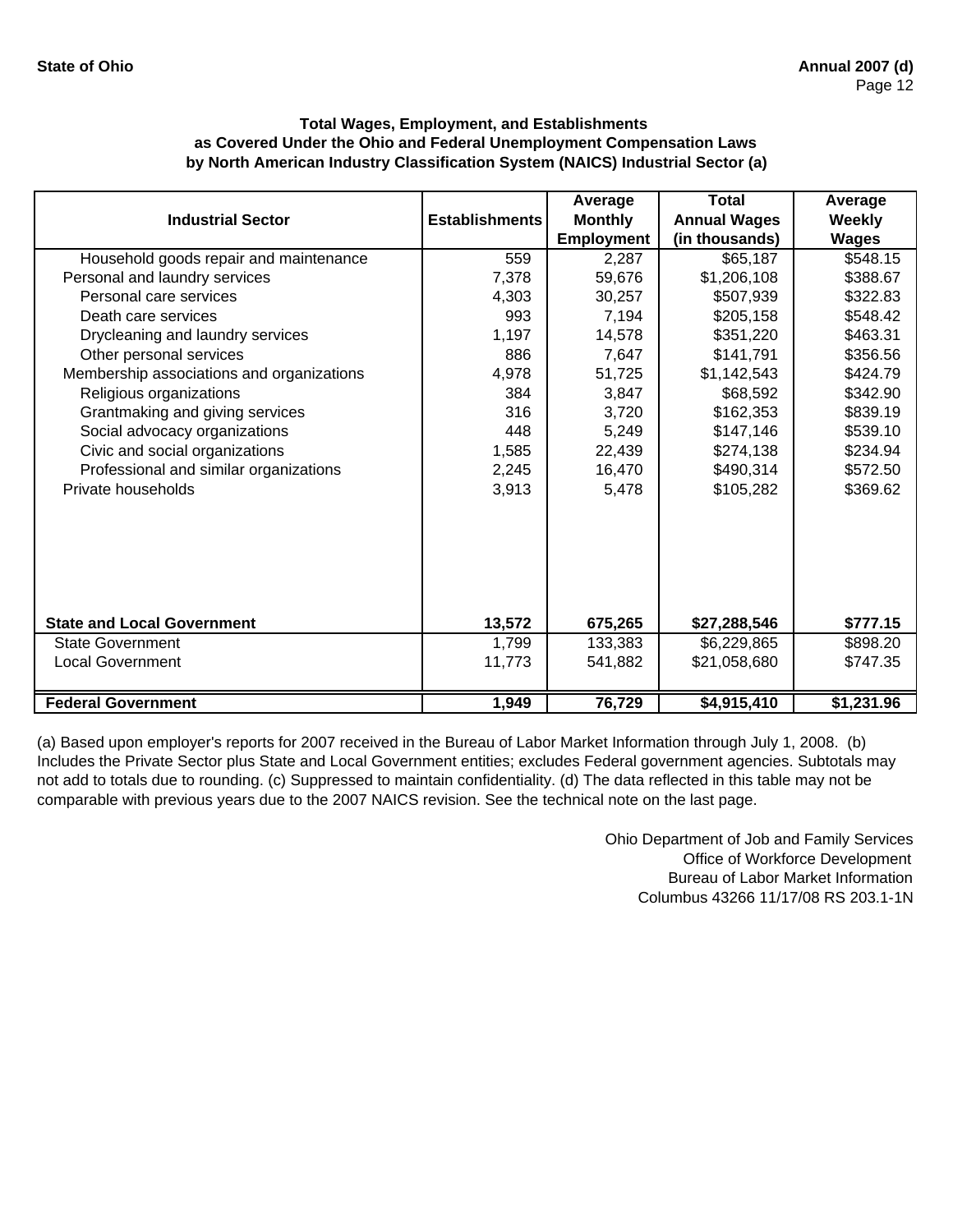**Total Wages, Employment, and Establishments**
**as Covered Under the Ohio and Federal Unemployment Compensation Laws**
**by North American Industry Classification System (NAICS) Industrial Sector (a)**

| Industrial Sector | Establishments | Average Monthly Employment | Total Annual Wages (in thousands) | Average Weekly Wages |
|---|---|---|---|---|
| Household goods repair and maintenance | 559 | 2,287 | $65,187 | $548.15 |
| Personal and laundry services | 7,378 | 59,676 | $1,206,108 | $388.67 |
| Personal care services | 4,303 | 30,257 | $507,939 | $322.83 |
| Death care services | 993 | 7,194 | $205,158 | $548.42 |
| Drycleaning and laundry services | 1,197 | 14,578 | $351,220 | $463.31 |
| Other personal services | 886 | 7,647 | $141,791 | $356.56 |
| Membership associations and organizations | 4,978 | 51,725 | $1,142,543 | $424.79 |
| Religious organizations | 384 | 3,847 | $68,592 | $342.90 |
| Grantmaking and giving services | 316 | 3,720 | $162,353 | $839.19 |
| Social advocacy organizations | 448 | 5,249 | $147,146 | $539.10 |
| Civic and social organizations | 1,585 | 22,439 | $274,138 | $234.94 |
| Professional and similar organizations | 2,245 | 16,470 | $490,314 | $572.50 |
| Private households | 3,913 | 5,478 | $105,282 | $369.62 |
| **State and Local Government** | **13,572** | **675,265** | **$27,288,546** | **$777.15** |
| State Government | 1,799 | 133,383 | $6,229,865 | $898.20 |
| Local Government | 11,773 | 541,882 | $21,058,680 | $747.35 |
| **Federal Government** | **1,949** | **76,729** | **$4,915,410** | **$1,231.96** |

(a) Based upon employer's reports for 2007 received in the Bureau of Labor Market Information through July 1, 2008. (b) Includes the Private Sector plus State and Local Government entities; excludes Federal government agencies. Subtotals may not add to totals due to rounding. (c) Suppressed to maintain confidentiality. (d) The data reflected in this table may not be comparable with previous years due to the 2007 NAICS revision. See the technical note on the last page.

Ohio Department of Job and Family Services
Office of Workforce Development
Bureau of Labor Market Information
Columbus 43266 11/17/08 RS 203.1-1N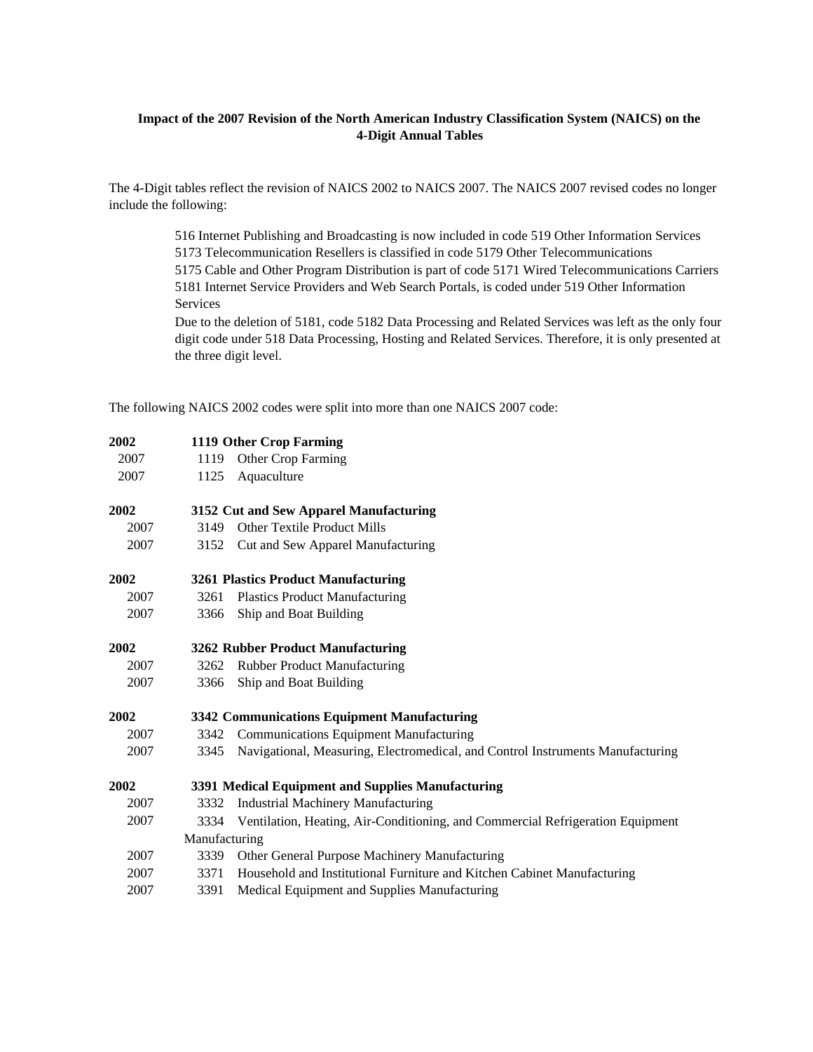**Impact of the 2007 Revision of the North American Industry Classification System (NAICS) on the 4-Digit Annual Tables**

The 4-Digit tables reflect the revision of NAICS 2002 to NAICS 2007. The NAICS 2007 revised codes no longer include the following:

> 516 Internet Publishing and Broadcasting is now included in code 519 Other Information Services
> 5173 Telecommunication Resellers is classified in code 5179 Other Telecommunications
> 5175 Cable and Other Program Distribution is part of code 5171 Wired Telecommunications Carriers
> 5181 Internet Service Providers and Web Search Portals, is coded under 519 Other Information Services
> Due to the deletion of 5181, code 5182 Data Processing and Related Services was left as the only four digit code under 518 Data Processing, Hosting and Related Services. Therefore, it is only presented at the three digit level.

The following NAICS 2002 codes were split into more than one NAICS 2007 code:

| Year | Code | Description |
|---|---|---|
| **2002** | **1119** | **Other Crop Farming** |
| 2007 | 1119 | Other Crop Farming |
| 2007 | 1125 | Aquaculture |
| **2002** | **3152** | **Cut and Sew Apparel Manufacturing** |
| 2007 | 3149 | Other Textile Product Mills |
| 2007 | 3152 | Cut and Sew Apparel Manufacturing |
| **2002** | **3261** | **Plastics Product Manufacturing** |
| 2007 | 3261 | Plastics Product Manufacturing |
| 2007 | 3366 | Ship and Boat Building |
| **2002** | **3262** | **Rubber Product Manufacturing** |
| 2007 | 3262 | Rubber Product Manufacturing |
| 2007 | 3366 | Ship and Boat Building |
| **2002** | **3342** | **Communications Equipment Manufacturing** |
| 2007 | 3342 | Communications Equipment Manufacturing |
| 2007 | 3345 | Navigational, Measuring, Electromedical, and Control Instruments Manufacturing |
| **2002** | **3391** | **Medical Equipment and Supplies Manufacturing** |
| 2007 | 3332 | Industrial Machinery Manufacturing |
| 2007 | 3334 | Ventilation, Heating, Air-Conditioning, and Commercial Refrigeration Equipment Manufacturing |
| 2007 | 3339 | Other General Purpose Machinery Manufacturing |
| 2007 | 3371 | Household and Institutional Furniture and Kitchen Cabinet Manufacturing |
| 2007 | 3391 | Medical Equipment and Supplies Manufacturing |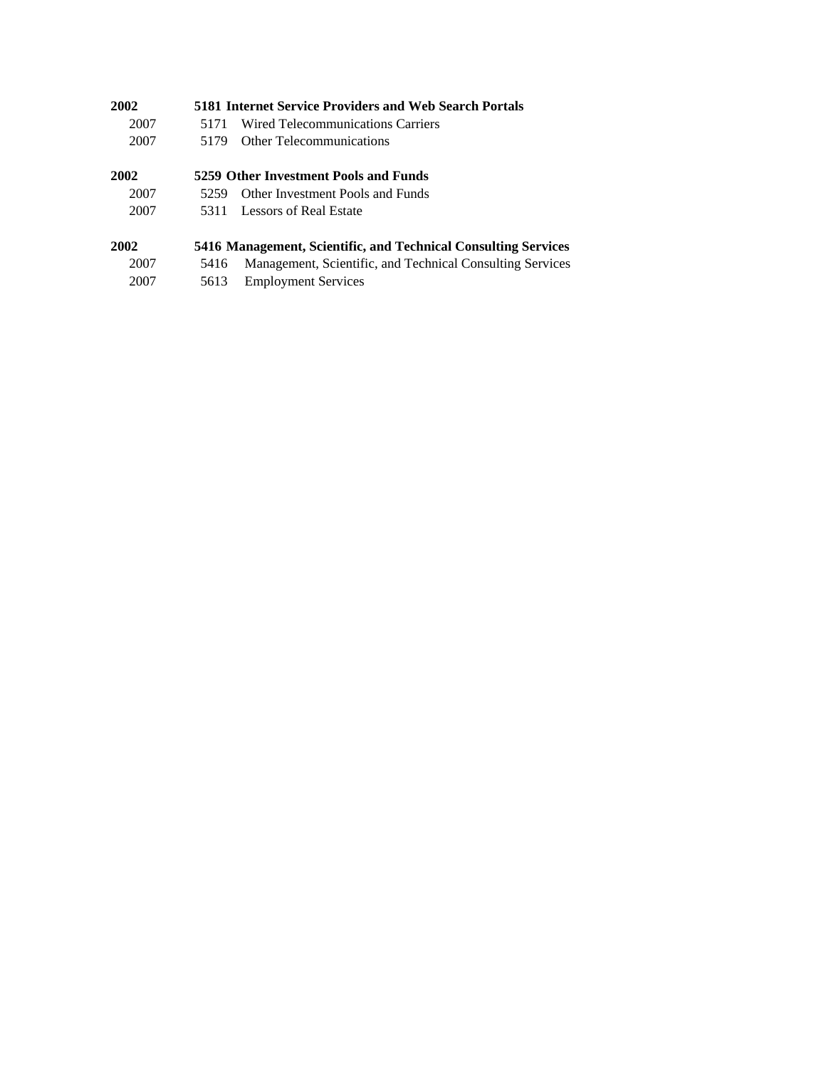**2002** **5181 Internet Service Providers and Web Search Portals**

2007 5171 Wired Telecommunications Carriers

2007 5179 Other Telecommunications

**2002** **5259 Other Investment Pools and Funds**

2007 5259 Other Investment Pools and Funds

2007 5311 Lessors of Real Estate

**2002** **5416 Management, Scientific, and Technical Consulting Services**

2007 5416 Management, Scientific, and Technical Consulting Services

2007 5613 Employment Services